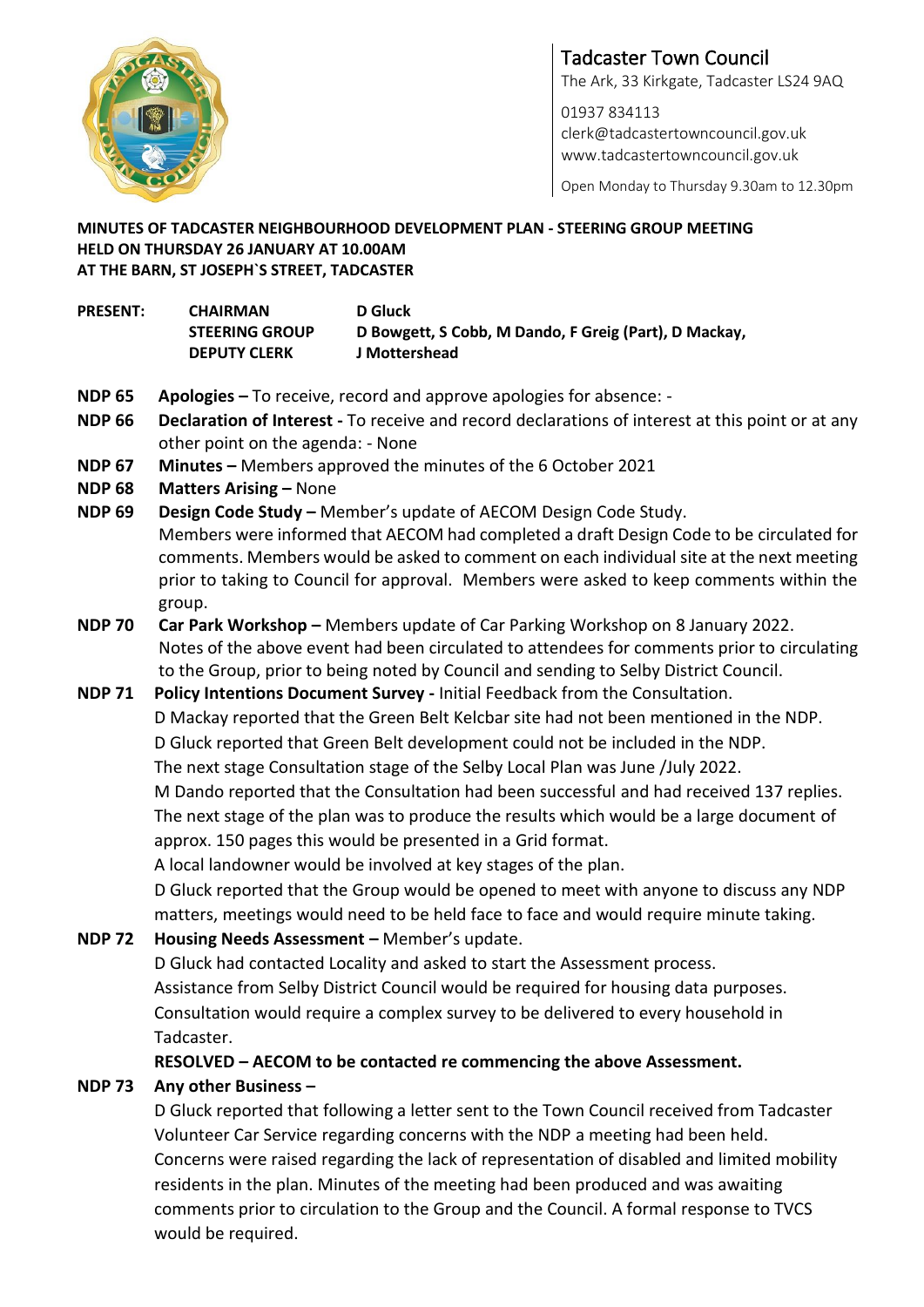**Tadcaster Town Council**
The Ark, 33 Kirkgate, Tadcaster LS24 9AQ

01937 834113
clerk@tadcastertowncouncil.gov.uk
www.tadcastertowncouncil.gov.uk

Open Monday to Thursday 9.30am to 12.30pm

**MINUTES OF TADCASTER NEIGHBOURHOOD DEVELOPMENT PLAN - STEERING GROUP MEETING HELD ON THURSDAY 26 JANUARY AT 10.00AM AT THE BARN, ST JOSEPH`S STREET, TADCASTER**

| **PRESENT:** | **CHAIRMAN** | **D Gluck** |
|---|---|---|
| | **STEERING GROUP** | **D Bowgett, S Cobb, M Dando, F Greig (Part), D Mackay,** |
| | **DEPUTY CLERK** | **J Mottershead** |

**NDP 65** **Apologies –** To receive, record and approve apologies for absence: -

**NDP 66** **Declaration of Interest -** To receive and record declarations of interest at this point or at any other point on the agenda: - None

**NDP 67** **Minutes –** Members approved the minutes of the 6 October 2021

**NDP 68** **Matters Arising –** None

**NDP 69** **Design Code Study –** Member's update of AECOM Design Code Study.
Members were informed that AECOM had completed a draft Design Code to be circulated for comments. Members would be asked to comment on each individual site at the next meeting prior to taking to Council for approval. Members were asked to keep comments within the group.

**NDP 70** **Car Park Workshop –** Members update of Car Parking Workshop on 8 January 2022.
Notes of the above event had been circulated to attendees for comments prior to circulating to the Group, prior to being noted by Council and sending to Selby District Council.

**NDP 71** **Policy Intentions Document Survey -** Initial Feedback from the Consultation.
D Mackay reported that the Green Belt Kelcbar site had not been mentioned in the NDP.
D Gluck reported that Green Belt development could not be included in the NDP.
The next stage Consultation stage of the Selby Local Plan was June /July 2022.
M Dando reported that the Consultation had been successful and had received 137 replies.
The next stage of the plan was to produce the results which would be a large document of approx. 150 pages this would be presented in a Grid format.
A local landowner would be involved at key stages of the plan.
D Gluck reported that the Group would be opened to meet with anyone to discuss any NDP matters, meetings would need to be held face to face and would require minute taking.

**NDP 72** **Housing Needs Assessment –** Member's update.
D Gluck had contacted Locality and asked to start the Assessment process.
Assistance from Selby District Council would be required for housing data purposes.
Consultation would require a complex survey to be delivered to every household in Tadcaster.
**RESOLVED – AECOM to be contacted re commencing the above Assessment.**

**NDP 73** **Any other Business –**
D Gluck reported that following a letter sent to the Town Council received from Tadcaster Volunteer Car Service regarding concerns with the NDP a meeting had been held.
Concerns were raised regarding the lack of representation of disabled and limited mobility residents in the plan. Minutes of the meeting had been produced and was awaiting comments prior to circulation to the Group and the Council. A formal response to TVCS would be required.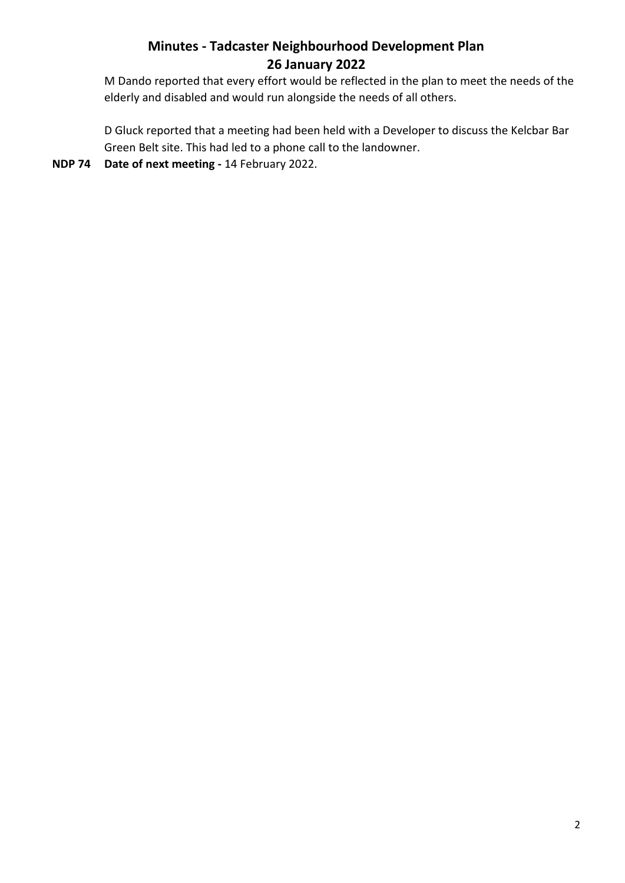M Dando reported that every effort would be reflected in the plan to meet the needs of the elderly and disabled and would run alongside the needs of all others.

D Gluck reported that a meeting had been held with a Developer to discuss the Kelcbar Bar Green Belt site. This had led to a phone call to the landowner.

**NDP 74** **Date of next meeting -** 14 February 2022.